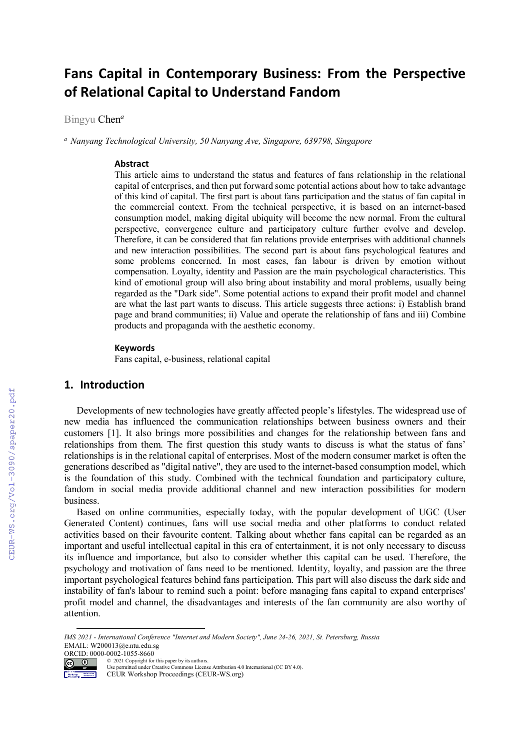# Fans Capital in Contemporary Business: From the Perspective of Relational Capital to Understand Fandom

Bingyu Chen[a]

[a] *Nanyang Technological University, 50 Nanyang Ave, Singapore, 639798, Singapore*

### Abstract

This article aims to understand the status and features of fans relationship in the relational capital of enterprises, and then put forward some potential actions about how to take advantage of this kind of capital. The first part is about fans participation and the status of fan capital in the commercial context. From the technical perspective, it is based on an internet-based consumption model, making digital ubiquity will become the new normal. From the cultural perspective, convergence culture and participatory culture further evolve and develop. Therefore, it can be considered that fan relations provide enterprises with additional channels and new interaction possibilities. The second part is about fans psychological features and some problems concerned. In most cases, fan labour is driven by emotion without compensation. Loyalty, identity and Passion are the main psychological characteristics. This kind of emotional group will also bring about instability and moral problems, usually being regarded as the "Dark side". Some potential actions to expand their profit model and channel are what the last part wants to discuss. This article suggests three actions: i) Establish brand page and brand communities; ii) Value and operate the relationship of fans and iii) Combine products and propaganda with the aesthetic economy.

### Keywords

Fans capital, e-business, relational capital

## 1. Introduction

Developments of new technologies have greatly affected people's lifestyles. The widespread use of new media has influenced the communication relationships between business owners and their customers [1]. It also brings more possibilities and changes for the relationship between fans and relationships from them. The first question this study wants to discuss is what the status of fans' relationships is in the relational capital of enterprises. Most of the modern consumer market is often the generations described as "digital native", they are used to the internet-based consumption model, which is the foundation of this study. Combined with the technical foundation and participatory culture, fandom in social media provide additional channel and new interaction possibilities for modern business.

Based on online communities, especially today, with the popular development of UGC (User Generated Content) continues, fans will use social media and other platforms to conduct related activities based on their favourite content. Talking about whether fans capital can be regarded as an important and useful intellectual capital in this era of entertainment, it is not only necessary to discuss its influence and importance, but also to consider whether this capital can be used. Therefore, the psychology and motivation of fans need to be mentioned. Identity, loyalty, and passion are the three important psychological features behind fans participation. This part will also discuss the dark side and instability of fan's labour to remind such a point: before managing fans capital to expand enterprises' profit model and channel, the disadvantages and interests of the fan community are also worthy of attention.

---

*IMS 2021 - International Conference "Internet and Modern Society", June 24-26, 2021, St. Petersburg, Russia*
EMAIL: W200013@e.ntu.edu.sg
ORCID: 0000-0002-1055-8660
© 2021 Copyright for this paper by its authors.
Use permitted under Creative Commons License Attribution 4.0 International (CC BY 4.0).
CEUR Workshop Proceedings (CEUR-WS.org)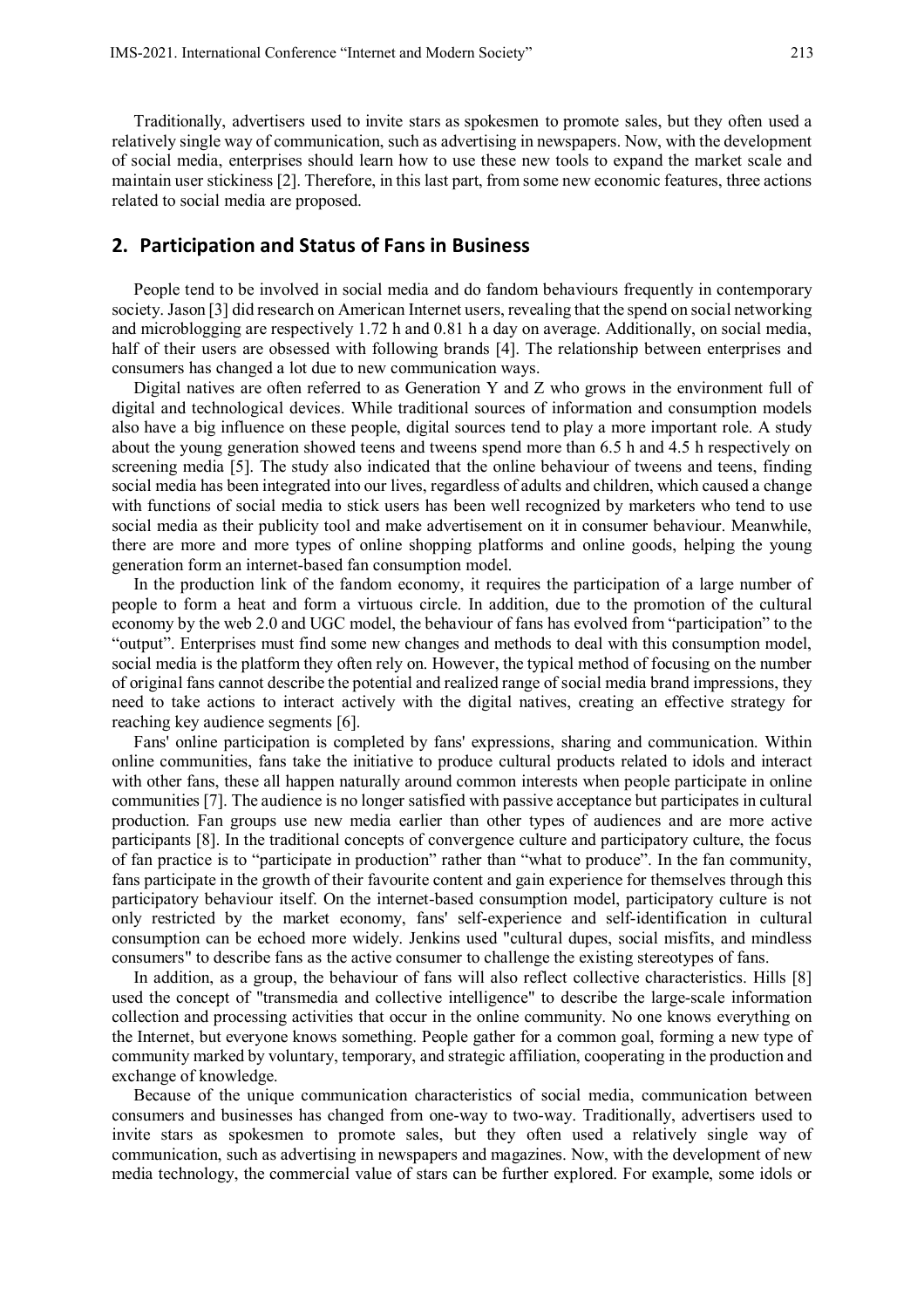Traditionally, advertisers used to invite stars as spokesmen to promote sales, but they often used a relatively single way of communication, such as advertising in newspapers. Now, with the development of social media, enterprises should learn how to use these new tools to expand the market scale and maintain user stickiness [2]. Therefore, in this last part, from some new economic features, three actions related to social media are proposed.

## 2. Participation and Status of Fans in Business

People tend to be involved in social media and do fandom behaviours frequently in contemporary society. Jason [3] did research on American Internet users, revealing that the spend on social networking and microblogging are respectively 1.72 h and 0.81 h a day on average. Additionally, on social media, half of their users are obsessed with following brands [4]. The relationship between enterprises and consumers has changed a lot due to new communication ways.

Digital natives are often referred to as Generation Y and Z who grows in the environment full of digital and technological devices. While traditional sources of information and consumption models also have a big influence on these people, digital sources tend to play a more important role. A study about the young generation showed teens and tweens spend more than 6.5 h and 4.5 h respectively on screening media [5]. The study also indicated that the online behaviour of tweens and teens, finding social media has been integrated into our lives, regardless of adults and children, which caused a change with functions of social media to stick users has been well recognized by marketers who tend to use social media as their publicity tool and make advertisement on it in consumer behaviour. Meanwhile, there are more and more types of online shopping platforms and online goods, helping the young generation form an internet-based fan consumption model.

In the production link of the fandom economy, it requires the participation of a large number of people to form a heat and form a virtuous circle. In addition, due to the promotion of the cultural economy by the web 2.0 and UGC model, the behaviour of fans has evolved from "participation" to the "output". Enterprises must find some new changes and methods to deal with this consumption model, social media is the platform they often rely on. However, the typical method of focusing on the number of original fans cannot describe the potential and realized range of social media brand impressions, they need to take actions to interact actively with the digital natives, creating an effective strategy for reaching key audience segments [6].

Fans' online participation is completed by fans' expressions, sharing and communication. Within online communities, fans take the initiative to produce cultural products related to idols and interact with other fans, these all happen naturally around common interests when people participate in online communities [7]. The audience is no longer satisfied with passive acceptance but participates in cultural production. Fan groups use new media earlier than other types of audiences and are more active participants [8]. In the traditional concepts of convergence culture and participatory culture, the focus of fan practice is to "participate in production" rather than "what to produce". In the fan community, fans participate in the growth of their favourite content and gain experience for themselves through this participatory behaviour itself. On the internet-based consumption model, participatory culture is not only restricted by the market economy, fans' self-experience and self-identification in cultural consumption can be echoed more widely. Jenkins used "cultural dupes, social misfits, and mindless consumers" to describe fans as the active consumer to challenge the existing stereotypes of fans.

In addition, as a group, the behaviour of fans will also reflect collective characteristics. Hills [8] used the concept of "transmedia and collective intelligence" to describe the large-scale information collection and processing activities that occur in the online community. No one knows everything on the Internet, but everyone knows something. People gather for a common goal, forming a new type of community marked by voluntary, temporary, and strategic affiliation, cooperating in the production and exchange of knowledge.

Because of the unique communication characteristics of social media, communication between consumers and businesses has changed from one-way to two-way. Traditionally, advertisers used to invite stars as spokesmen to promote sales, but they often used a relatively single way of communication, such as advertising in newspapers and magazines. Now, with the development of new media technology, the commercial value of stars can be further explored. For example, some idols or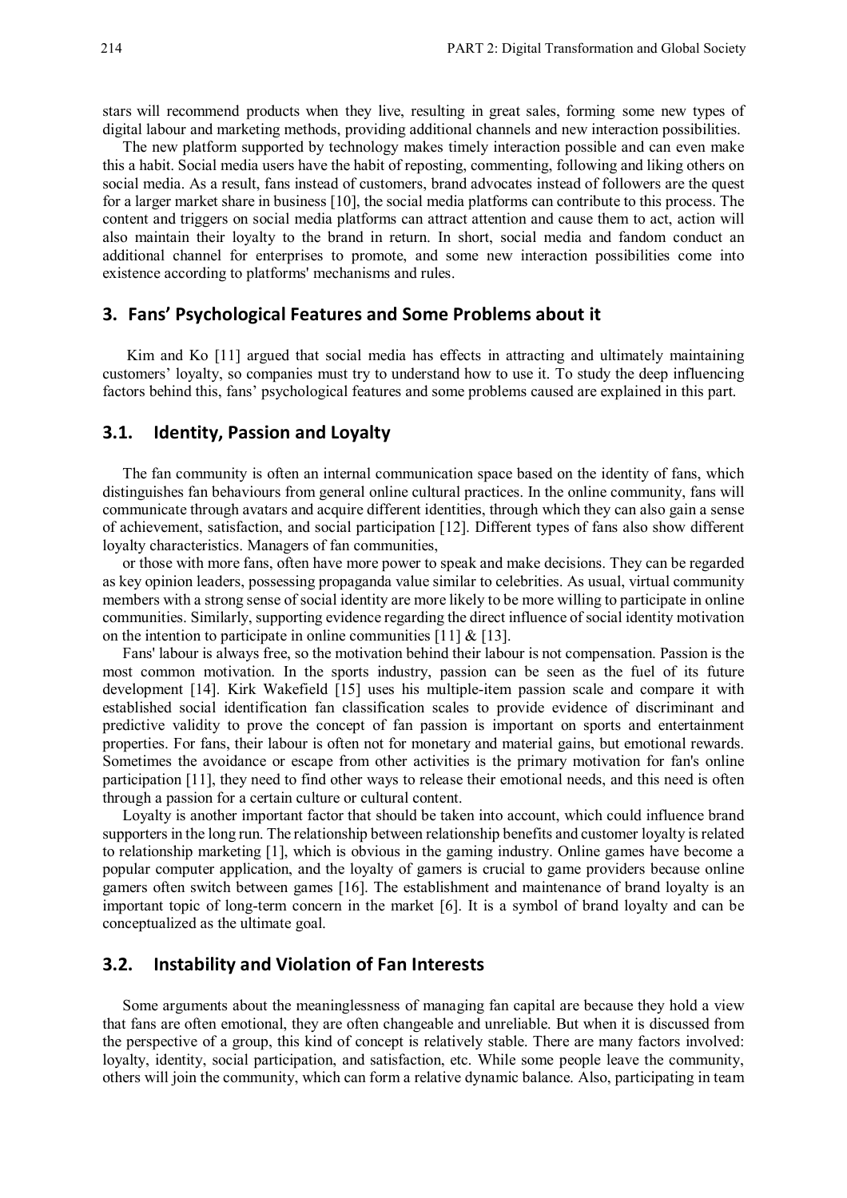stars will recommend products when they live, resulting in great sales, forming some new types of digital labour and marketing methods, providing additional channels and new interaction possibilities.

The new platform supported by technology makes timely interaction possible and can even make this a habit. Social media users have the habit of reposting, commenting, following and liking others on social media. As a result, fans instead of customers, brand advocates instead of followers are the quest for a larger market share in business [10], the social media platforms can contribute to this process. The content and triggers on social media platforms can attract attention and cause them to act, action will also maintain their loyalty to the brand in return. In short, social media and fandom conduct an additional channel for enterprises to promote, and some new interaction possibilities come into existence according to platforms' mechanisms and rules.

## 3. Fans' Psychological Features and Some Problems about it

Kim and Ko [11] argued that social media has effects in attracting and ultimately maintaining customers' loyalty, so companies must try to understand how to use it. To study the deep influencing factors behind this, fans' psychological features and some problems caused are explained in this part.

### 3.1. Identity, Passion and Loyalty

The fan community is often an internal communication space based on the identity of fans, which distinguishes fan behaviours from general online cultural practices. In the online community, fans will communicate through avatars and acquire different identities, through which they can also gain a sense of achievement, satisfaction, and social participation [12]. Different types of fans also show different loyalty characteristics. Managers of fan communities,

or those with more fans, often have more power to speak and make decisions. They can be regarded as key opinion leaders, possessing propaganda value similar to celebrities. As usual, virtual community members with a strong sense of social identity are more likely to be more willing to participate in online communities. Similarly, supporting evidence regarding the direct influence of social identity motivation on the intention to participate in online communities [11] & [13].

Fans' labour is always free, so the motivation behind their labour is not compensation. Passion is the most common motivation. In the sports industry, passion can be seen as the fuel of its future development [14]. Kirk Wakefield [15] uses his multiple-item passion scale and compare it with established social identification fan classification scales to provide evidence of discriminant and predictive validity to prove the concept of fan passion is important on sports and entertainment properties. For fans, their labour is often not for monetary and material gains, but emotional rewards. Sometimes the avoidance or escape from other activities is the primary motivation for fan's online participation [11], they need to find other ways to release their emotional needs, and this need is often through a passion for a certain culture or cultural content.

Loyalty is another important factor that should be taken into account, which could influence brand supporters in the long run. The relationship between relationship benefits and customer loyalty is related to relationship marketing [1], which is obvious in the gaming industry. Online games have become a popular computer application, and the loyalty of gamers is crucial to game providers because online gamers often switch between games [16]. The establishment and maintenance of brand loyalty is an important topic of long-term concern in the market [6]. It is a symbol of brand loyalty and can be conceptualized as the ultimate goal.

### 3.2. Instability and Violation of Fan Interests

Some arguments about the meaninglessness of managing fan capital are because they hold a view that fans are often emotional, they are often changeable and unreliable. But when it is discussed from the perspective of a group, this kind of concept is relatively stable. There are many factors involved: loyalty, identity, social participation, and satisfaction, etc. While some people leave the community, others will join the community, which can form a relative dynamic balance. Also, participating in team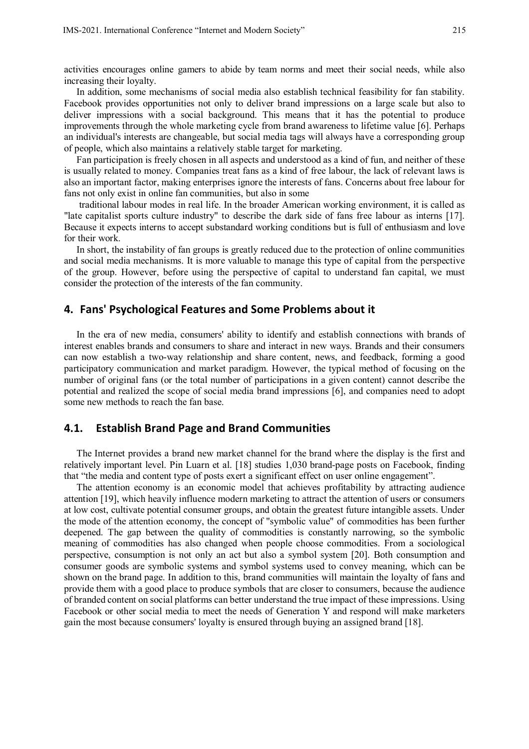activities encourages online gamers to abide by team norms and meet their social needs, while also increasing their loyalty.

In addition, some mechanisms of social media also establish technical feasibility for fan stability. Facebook provides opportunities not only to deliver brand impressions on a large scale but also to deliver impressions with a social background. This means that it has the potential to produce improvements through the whole marketing cycle from brand awareness to lifetime value [6]. Perhaps an individual's interests are changeable, but social media tags will always have a corresponding group of people, which also maintains a relatively stable target for marketing.

Fan participation is freely chosen in all aspects and understood as a kind of fun, and neither of these is usually related to money. Companies treat fans as a kind of free labour, the lack of relevant laws is also an important factor, making enterprises ignore the interests of fans. Concerns about free labour for fans not only exist in online fan communities, but also in some traditional labour modes in real life. In the broader American working environment, it is called as "late capitalist sports culture industry" to describe the dark side of fans free labour as interns [17]. Because it expects interns to accept substandard working conditions but is full of enthusiasm and love for their work.

In short, the instability of fan groups is greatly reduced due to the protection of online communities and social media mechanisms. It is more valuable to manage this type of capital from the perspective of the group. However, before using the perspective of capital to understand fan capital, we must consider the protection of the interests of the fan community.

## 4. Fans' Psychological Features and Some Problems about it

In the era of new media, consumers' ability to identify and establish connections with brands of interest enables brands and consumers to share and interact in new ways. Brands and their consumers can now establish a two-way relationship and share content, news, and feedback, forming a good participatory communication and market paradigm. However, the typical method of focusing on the number of original fans (or the total number of participations in a given content) cannot describe the potential and realized the scope of social media brand impressions [6], and companies need to adopt some new methods to reach the fan base.

### 4.1. Establish Brand Page and Brand Communities

The Internet provides a brand new market channel for the brand where the display is the first and relatively important level. Pin Luarn et al. [18] studies 1,030 brand-page posts on Facebook, finding that "the media and content type of posts exert a significant effect on user online engagement".

The attention economy is an economic model that achieves profitability by attracting audience attention [19], which heavily influence modern marketing to attract the attention of users or consumers at low cost, cultivate potential consumer groups, and obtain the greatest future intangible assets. Under the mode of the attention economy, the concept of "symbolic value" of commodities has been further deepened. The gap between the quality of commodities is constantly narrowing, so the symbolic meaning of commodities has also changed when people choose commodities. From a sociological perspective, consumption is not only an act but also a symbol system [20]. Both consumption and consumer goods are symbolic systems and symbol systems used to convey meaning, which can be shown on the brand page. In addition to this, brand communities will maintain the loyalty of fans and provide them with a good place to produce symbols that are closer to consumers, because the audience of branded content on social platforms can better understand the true impact of these impressions. Using Facebook or other social media to meet the needs of Generation Y and respond will make marketers gain the most because consumers' loyalty is ensured through buying an assigned brand [18].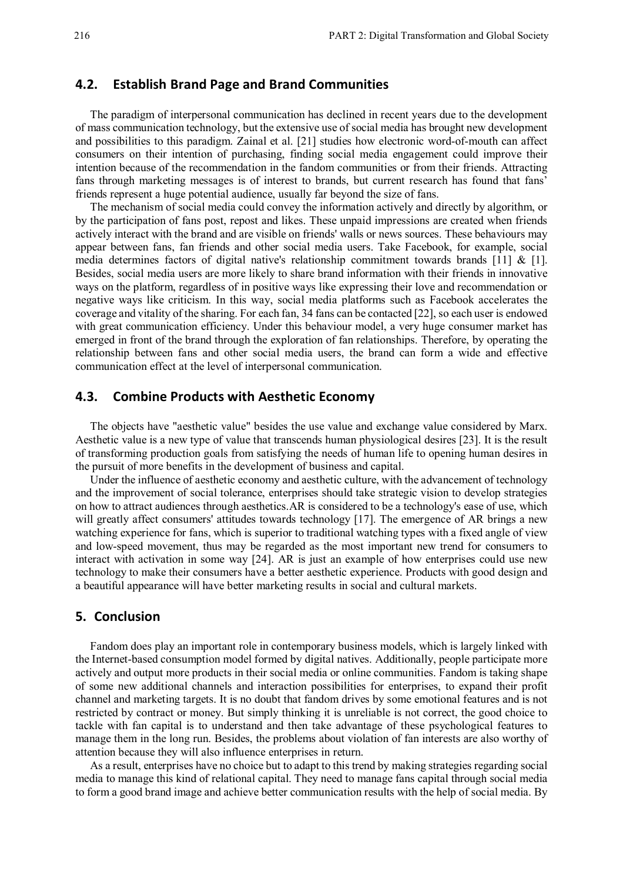## 4.2. Establish Brand Page and Brand Communities

The paradigm of interpersonal communication has declined in recent years due to the development of mass communication technology, but the extensive use of social media has brought new development and possibilities to this paradigm. Zainal et al. [21] studies how electronic word-of-mouth can affect consumers on their intention of purchasing, finding social media engagement could improve their intention because of the recommendation in the fandom communities or from their friends. Attracting fans through marketing messages is of interest to brands, but current research has found that fans' friends represent a huge potential audience, usually far beyond the size of fans.

The mechanism of social media could convey the information actively and directly by algorithm, or by the participation of fans post, repost and likes. These unpaid impressions are created when friends actively interact with the brand and are visible on friends' walls or news sources. These behaviours may appear between fans, fan friends and other social media users. Take Facebook, for example, social media determines factors of digital native's relationship commitment towards brands [11] & [1]. Besides, social media users are more likely to share brand information with their friends in innovative ways on the platform, regardless of in positive ways like expressing their love and recommendation or negative ways like criticism. In this way, social media platforms such as Facebook accelerates the coverage and vitality of the sharing. For each fan, 34 fans can be contacted [22], so each user is endowed with great communication efficiency. Under this behaviour model, a very huge consumer market has emerged in front of the brand through the exploration of fan relationships. Therefore, by operating the relationship between fans and other social media users, the brand can form a wide and effective communication effect at the level of interpersonal communication.

## 4.3. Combine Products with Aesthetic Economy

The objects have "aesthetic value" besides the use value and exchange value considered by Marx. Aesthetic value is a new type of value that transcends human physiological desires [23]. It is the result of transforming production goals from satisfying the needs of human life to opening human desires in the pursuit of more benefits in the development of business and capital.

Under the influence of aesthetic economy and aesthetic culture, with the advancement of technology and the improvement of social tolerance, enterprises should take strategic vision to develop strategies on how to attract audiences through aesthetics.AR is considered to be a technology's ease of use, which will greatly affect consumers' attitudes towards technology [17]. The emergence of AR brings a new watching experience for fans, which is superior to traditional watching types with a fixed angle of view and low-speed movement, thus may be regarded as the most important new trend for consumers to interact with activation in some way [24]. AR is just an example of how enterprises could use new technology to make their consumers have a better aesthetic experience. Products with good design and a beautiful appearance will have better marketing results in social and cultural markets.

# 5. Conclusion

Fandom does play an important role in contemporary business models, which is largely linked with the Internet-based consumption model formed by digital natives. Additionally, people participate more actively and output more products in their social media or online communities. Fandom is taking shape of some new additional channels and interaction possibilities for enterprises, to expand their profit channel and marketing targets. It is no doubt that fandom drives by some emotional features and is not restricted by contract or money. But simply thinking it is unreliable is not correct, the good choice to tackle with fan capital is to understand and then take advantage of these psychological features to manage them in the long run. Besides, the problems about violation of fan interests are also worthy of attention because they will also influence enterprises in return.

As a result, enterprises have no choice but to adapt to this trend by making strategies regarding social media to manage this kind of relational capital. They need to manage fans capital through social media to form a good brand image and achieve better communication results with the help of social media. By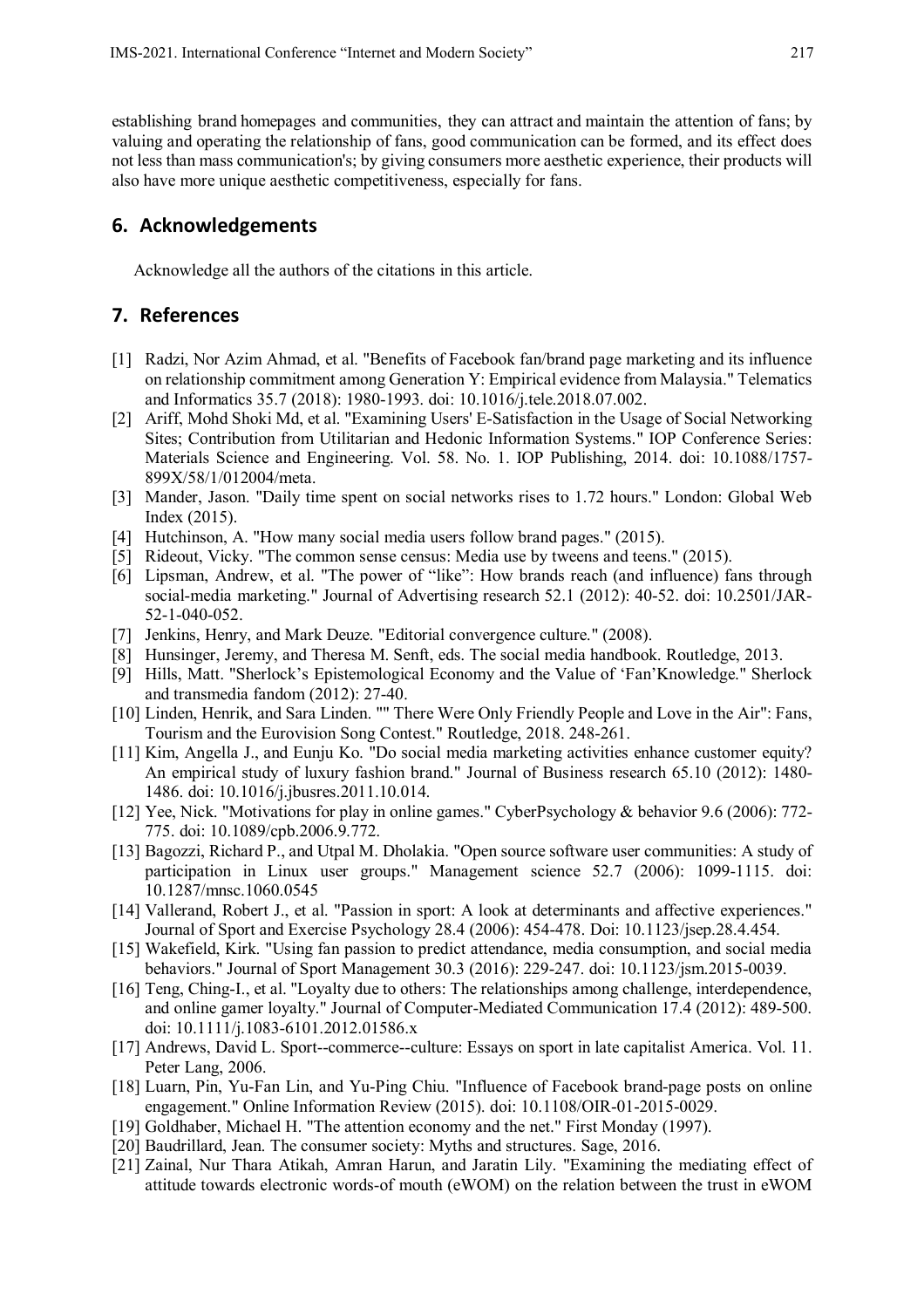establishing brand homepages and communities, they can attract and maintain the attention of fans; by valuing and operating the relationship of fans, good communication can be formed, and its effect does not less than mass communication's; by giving consumers more aesthetic experience, their products will also have more unique aesthetic competitiveness, especially for fans.

## 6. Acknowledgements

Acknowledge all the authors of the citations in this article.

## 7. References

[1] Radzi, Nor Azim Ahmad, et al. "Benefits of Facebook fan/brand page marketing and its influence on relationship commitment among Generation Y: Empirical evidence from Malaysia." Telematics and Informatics 35.7 (2018): 1980-1993. doi: 10.1016/j.tele.2018.07.002.

[2] Ariff, Mohd Shoki Md, et al. "Examining Users' E-Satisfaction in the Usage of Social Networking Sites; Contribution from Utilitarian and Hedonic Information Systems." IOP Conference Series: Materials Science and Engineering. Vol. 58. No. 1. IOP Publishing, 2014. doi: 10.1088/1757-899X/58/1/012004/meta.

[3] Mander, Jason. "Daily time spent on social networks rises to 1.72 hours." London: Global Web Index (2015).

[4] Hutchinson, A. "How many social media users follow brand pages." (2015).

[5] Rideout, Vicky. "The common sense census: Media use by tweens and teens." (2015).

[6] Lipsman, Andrew, et al. "The power of "like": How brands reach (and influence) fans through social-media marketing." Journal of Advertising research 52.1 (2012): 40-52. doi: 10.2501/JAR-52-1-040-052.

[7] Jenkins, Henry, and Mark Deuze. "Editorial convergence culture." (2008).

[8] Hunsinger, Jeremy, and Theresa M. Senft, eds. The social media handbook. Routledge, 2013.

[9] Hills, Matt. "Sherlock's Epistemological Economy and the Value of 'Fan'Knowledge." Sherlock and transmedia fandom (2012): 27-40.

[10] Linden, Henrik, and Sara Linden. "" There Were Only Friendly People and Love in the Air": Fans, Tourism and the Eurovision Song Contest." Routledge, 2018. 248-261.

[11] Kim, Angella J., and Eunju Ko. "Do social media marketing activities enhance customer equity? An empirical study of luxury fashion brand." Journal of Business research 65.10 (2012): 1480-1486. doi: 10.1016/j.jbusres.2011.10.014.

[12] Yee, Nick. "Motivations for play in online games." CyberPsychology & behavior 9.6 (2006): 772-775. doi: 10.1089/cpb.2006.9.772.

[13] Bagozzi, Richard P., and Utpal M. Dholakia. "Open source software user communities: A study of participation in Linux user groups." Management science 52.7 (2006): 1099-1115. doi: 10.1287/mnsc.1060.0545

[14] Vallerand, Robert J., et al. "Passion in sport: A look at determinants and affective experiences." Journal of Sport and Exercise Psychology 28.4 (2006): 454-478. Doi: 10.1123/jsep.28.4.454.

[15] Wakefield, Kirk. "Using fan passion to predict attendance, media consumption, and social media behaviors." Journal of Sport Management 30.3 (2016): 229-247. doi: 10.1123/jsm.2015-0039.

[16] Teng, Ching-I., et al. "Loyalty due to others: The relationships among challenge, interdependence, and online gamer loyalty." Journal of Computer-Mediated Communication 17.4 (2012): 489-500. doi: 10.1111/j.1083-6101.2012.01586.x

[17] Andrews, David L. Sport--commerce--culture: Essays on sport in late capitalist America. Vol. 11. Peter Lang, 2006.

[18] Luarn, Pin, Yu-Fan Lin, and Yu-Ping Chiu. "Influence of Facebook brand-page posts on online engagement." Online Information Review (2015). doi: 10.1108/OIR-01-2015-0029.

[19] Goldhaber, Michael H. "The attention economy and the net." First Monday (1997).

[20] Baudrillard, Jean. The consumer society: Myths and structures. Sage, 2016.

[21] Zainal, Nur Thara Atikah, Amran Harun, and Jaratin Lily. "Examining the mediating effect of attitude towards electronic words-of mouth (eWOM) on the relation between the trust in eWOM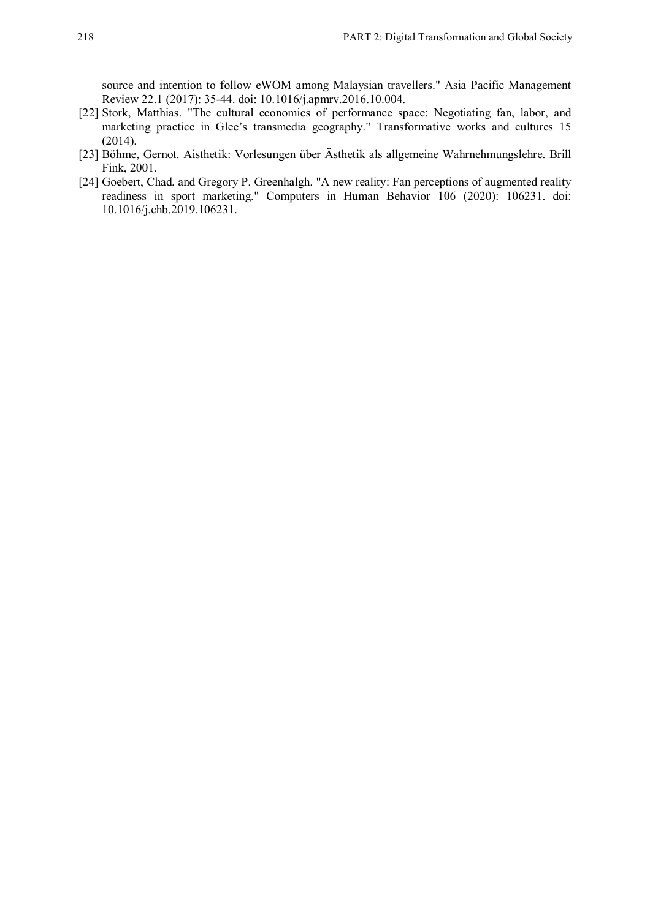source and intention to follow eWOM among Malaysian travellers." Asia Pacific Management Review 22.1 (2017): 35-44. doi: 10.1016/j.apmrv.2016.10.004.

[22] Stork, Matthias. "The cultural economics of performance space: Negotiating fan, labor, and marketing practice in Glee's transmedia geography." Transformative works and cultures 15 (2014).

[23] Böhme, Gernot. Aisthetik: Vorlesungen über Ästhetik als allgemeine Wahrnehmungslehre. Brill Fink, 2001.

[24] Goebert, Chad, and Gregory P. Greenhalgh. "A new reality: Fan perceptions of augmented reality readiness in sport marketing." Computers in Human Behavior 106 (2020): 106231. doi: 10.1016/j.chb.2019.106231.